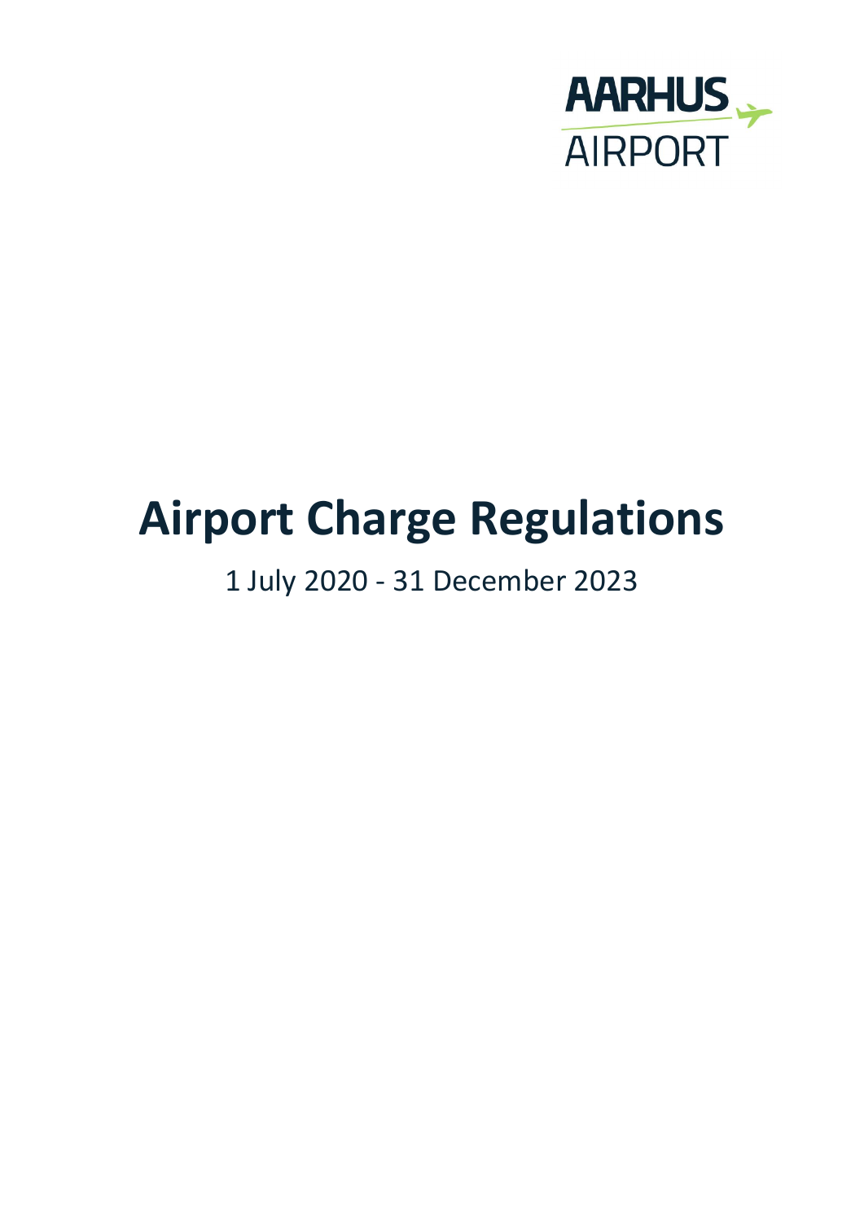AARHUS AIRPORT

# Airport Charge Regulations

1 July 2020 - 31 December 2023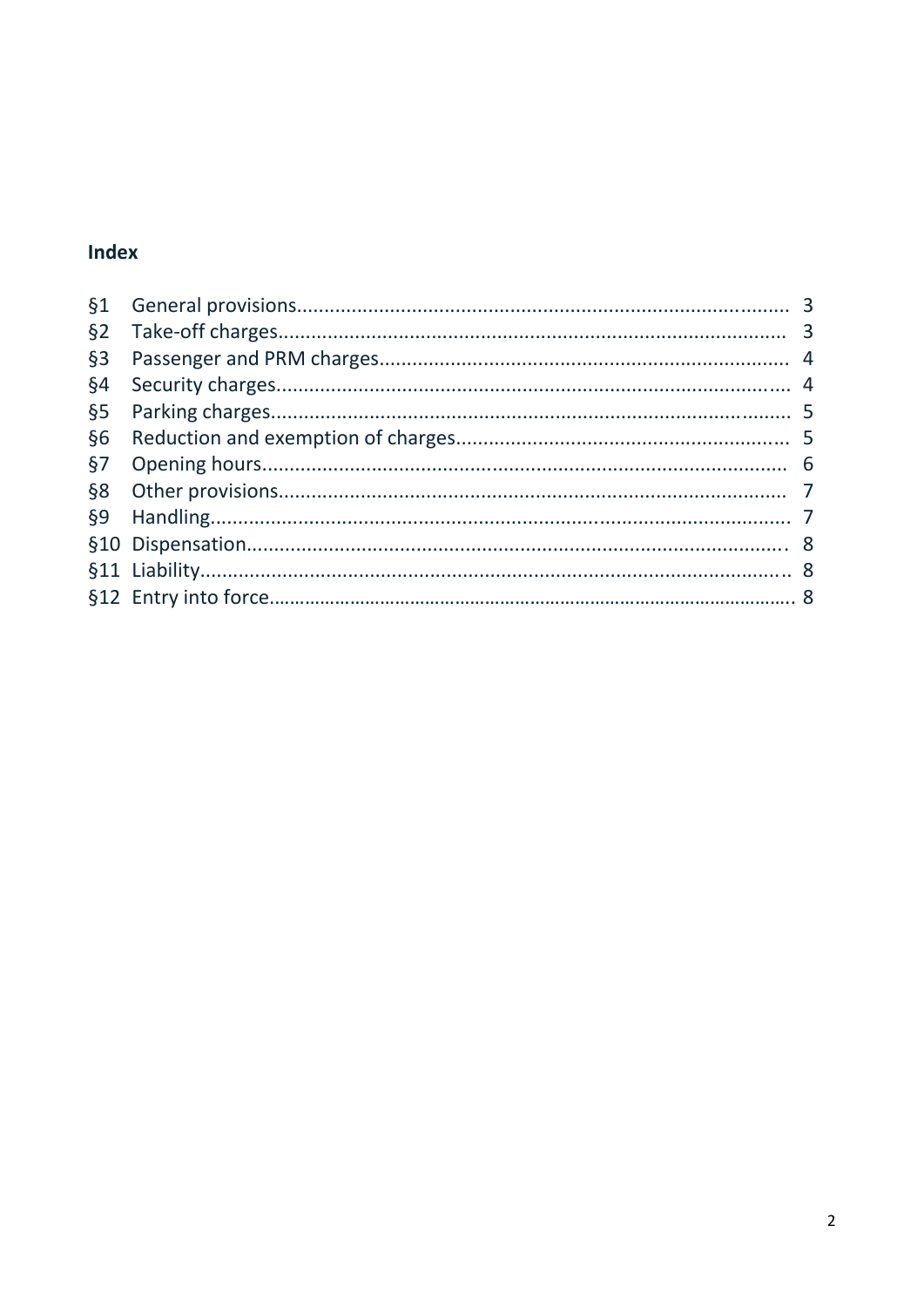## Index

| | | |
|---|---|---|
| §1 | General provisions | 3 |
| §2 | Take-off charges | 3 |
| §3 | Passenger and PRM charges | 4 |
| §4 | Security charges | 4 |
| §5 | Parking charges | 5 |
| §6 | Reduction and exemption of charges | 5 |
| §7 | Opening hours | 6 |
| §8 | Other provisions | 7 |
| §9 | Handling | 7 |
| §10 | Dispensation | 8 |
| §11 | Liability | 8 |
| §12 | Entry into force | 8 |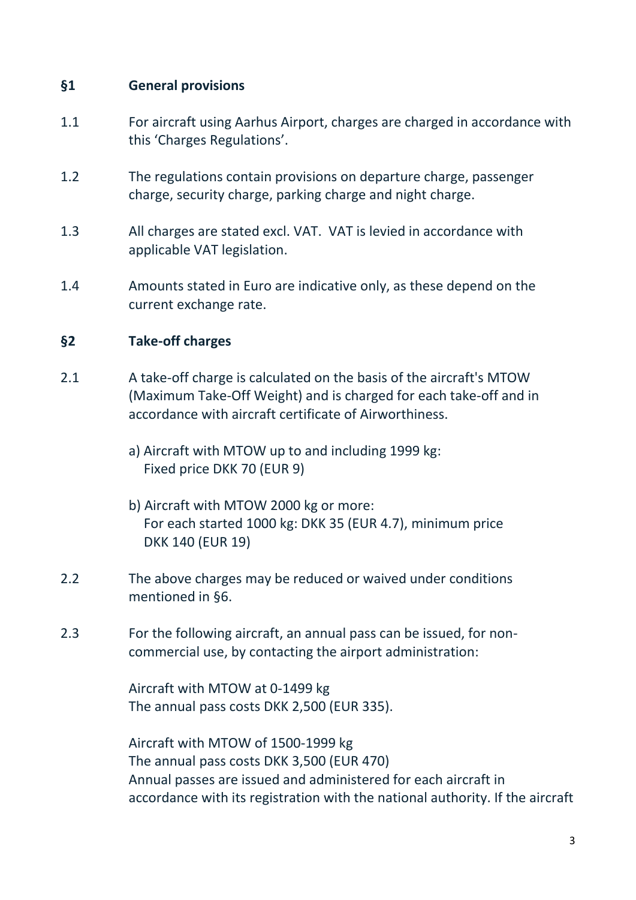## §1 General provisions

1.1 For aircraft using Aarhus Airport, charges are charged in accordance with this 'Charges Regulations'.

1.2 The regulations contain provisions on departure charge, passenger charge, security charge, parking charge and night charge.

1.3 All charges are stated excl. VAT. VAT is levied in accordance with applicable VAT legislation.

1.4 Amounts stated in Euro are indicative only, as these depend on the current exchange rate.

## §2 Take-off charges

2.1 A take-off charge is calculated on the basis of the aircraft's MTOW (Maximum Take-Off Weight) and is charged for each take-off and in accordance with aircraft certificate of Airworthiness.

a) Aircraft with MTOW up to and including 1999 kg:
   Fixed price DKK 70 (EUR 9)

b) Aircraft with MTOW 2000 kg or more:
   For each started 1000 kg: DKK 35 (EUR 4.7), minimum price DKK 140 (EUR 19)

2.2 The above charges may be reduced or waived under conditions mentioned in §6.

2.3 For the following aircraft, an annual pass can be issued, for non-commercial use, by contacting the airport administration:

Aircraft with MTOW at 0-1499 kg
The annual pass costs DKK 2,500 (EUR 335).

Aircraft with MTOW of 1500-1999 kg
The annual pass costs DKK 3,500 (EUR 470)
Annual passes are issued and administered for each aircraft in accordance with its registration with the national authority. If the aircraft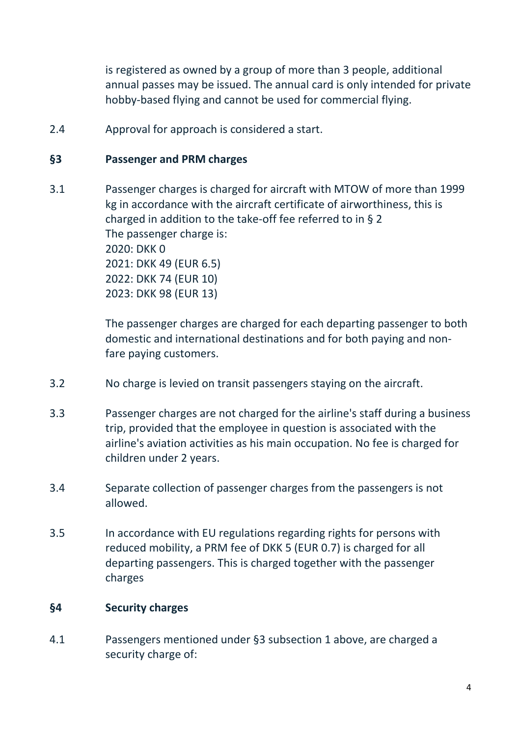is registered as owned by a group of more than 3 people, additional annual passes may be issued. The annual card is only intended for private hobby-based flying and cannot be used for commercial flying.

2.4 Approval for approach is considered a start.

## §3 Passenger and PRM charges

3.1 Passenger charges is charged for aircraft with MTOW of more than 1999 kg in accordance with the aircraft certificate of airworthiness, this is charged in addition to the take-off fee referred to in § 2
The passenger charge is:
2020: DKK 0
2021: DKK 49 (EUR 6.5)
2022: DKK 74 (EUR 10)
2023: DKK 98 (EUR 13)

The passenger charges are charged for each departing passenger to both domestic and international destinations and for both paying and non-fare paying customers.

3.2 No charge is levied on transit passengers staying on the aircraft.

3.3 Passenger charges are not charged for the airline's staff during a business trip, provided that the employee in question is associated with the airline's aviation activities as his main occupation. No fee is charged for children under 2 years.

3.4 Separate collection of passenger charges from the passengers is not allowed.

3.5 In accordance with EU regulations regarding rights for persons with reduced mobility, a PRM fee of DKK 5 (EUR 0.7) is charged for all departing passengers. This is charged together with the passenger charges

## §4 Security charges

4.1 Passengers mentioned under §3 subsection 1 above, are charged a security charge of: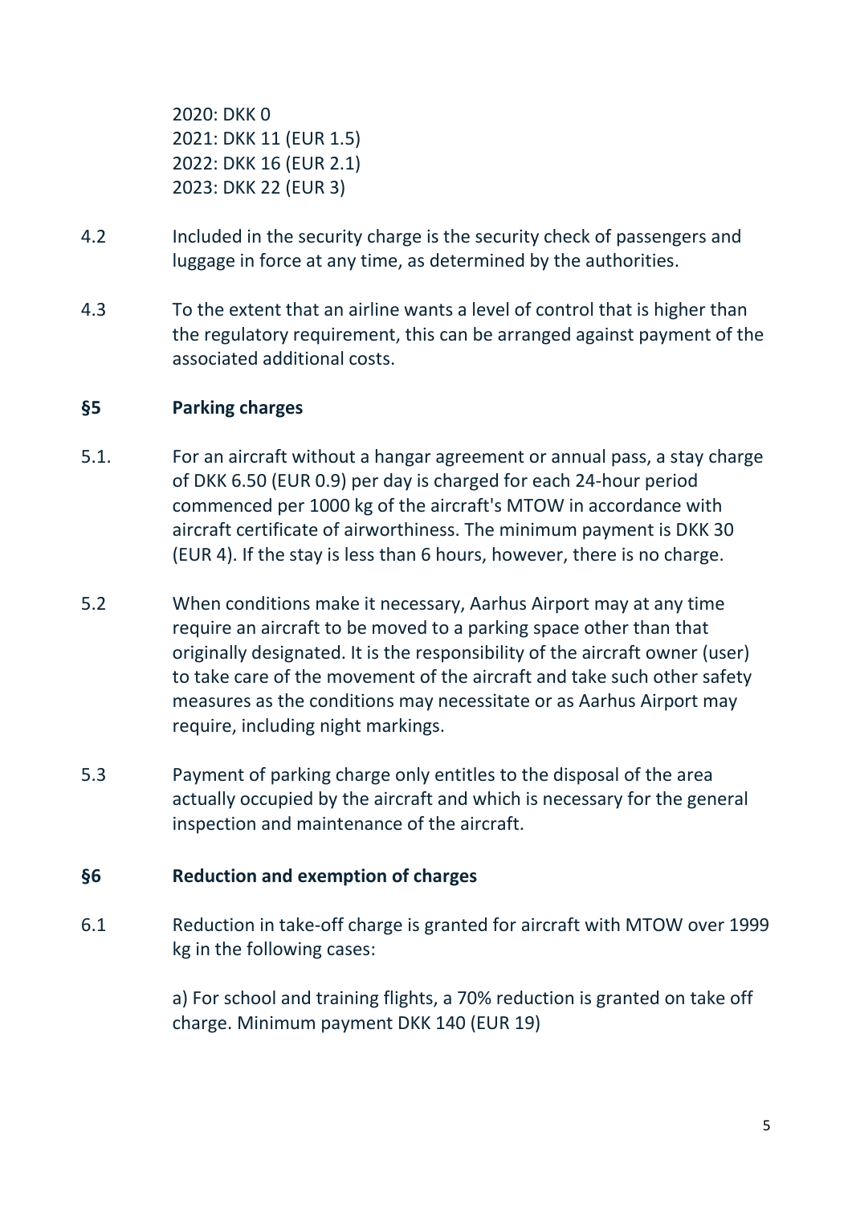2020: DKK 0
2021: DKK 11 (EUR 1.5)
2022: DKK 16 (EUR 2.1)
2023: DKK 22 (EUR 3)

4.2 Included in the security charge is the security check of passengers and luggage in force at any time, as determined by the authorities.

4.3 To the extent that an airline wants a level of control that is higher than the regulatory requirement, this can be arranged against payment of the associated additional costs.

## §5 Parking charges

5.1. For an aircraft without a hangar agreement or annual pass, a stay charge of DKK 6.50 (EUR 0.9) per day is charged for each 24-hour period commenced per 1000 kg of the aircraft's MTOW in accordance with aircraft certificate of airworthiness. The minimum payment is DKK 30 (EUR 4). If the stay is less than 6 hours, however, there is no charge.

5.2 When conditions make it necessary, Aarhus Airport may at any time require an aircraft to be moved to a parking space other than that originally designated. It is the responsibility of the aircraft owner (user) to take care of the movement of the aircraft and take such other safety measures as the conditions may necessitate or as Aarhus Airport may require, including night markings.

5.3 Payment of parking charge only entitles to the disposal of the area actually occupied by the aircraft and which is necessary for the general inspection and maintenance of the aircraft.

## §6 Reduction and exemption of charges

6.1 Reduction in take-off charge is granted for aircraft with MTOW over 1999 kg in the following cases:

a) For school and training flights, a 70% reduction is granted on take off charge. Minimum payment DKK 140 (EUR 19)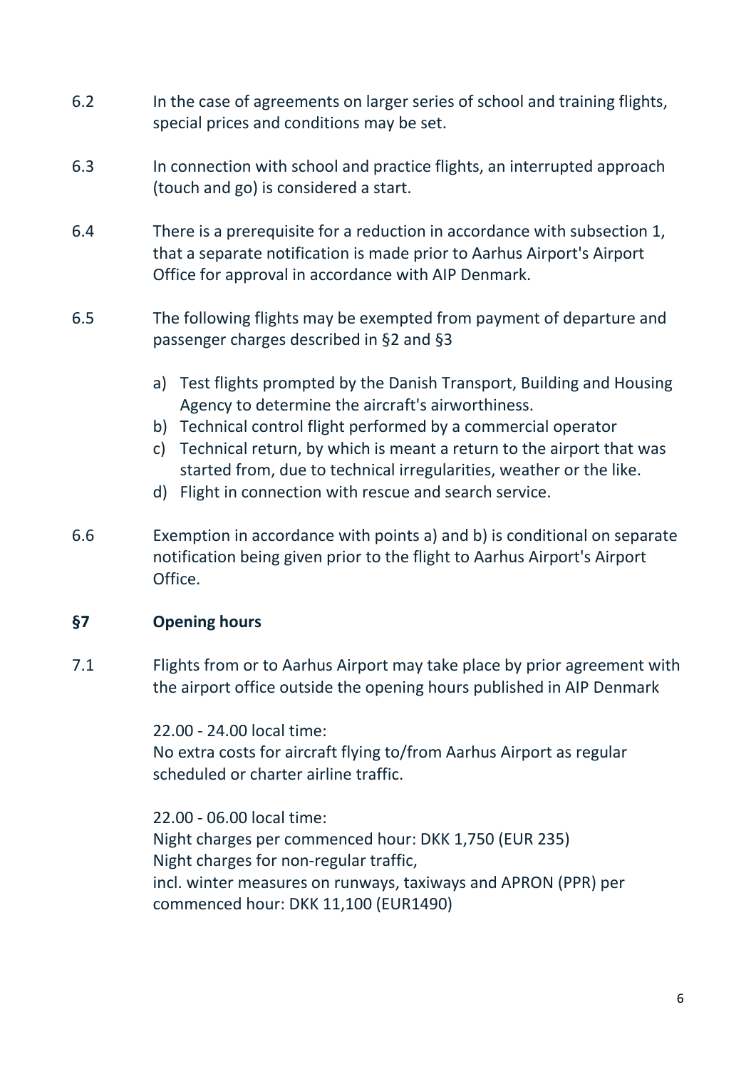6.2 In the case of agreements on larger series of school and training flights, special prices and conditions may be set.

6.3 In connection with school and practice flights, an interrupted approach (touch and go) is considered a start.

6.4 There is a prerequisite for a reduction in accordance with subsection 1, that a separate notification is made prior to Aarhus Airport's Airport Office for approval in accordance with AIP Denmark.

6.5 The following flights may be exempted from payment of departure and passenger charges described in §2 and §3

a) Test flights prompted by the Danish Transport, Building and Housing Agency to determine the aircraft's airworthiness.
b) Technical control flight performed by a commercial operator
c) Technical return, by which is meant a return to the airport that was started from, due to technical irregularities, weather or the like.
d) Flight in connection with rescue and search service.

6.6 Exemption in accordance with points a) and b) is conditional on separate notification being given prior to the flight to Aarhus Airport's Airport Office.

## §7 Opening hours

7.1 Flights from or to Aarhus Airport may take place by prior agreement with the airport office outside the opening hours published in AIP Denmark

22.00 - 24.00 local time:
No extra costs for aircraft flying to/from Aarhus Airport as regular scheduled or charter airline traffic.

22.00 - 06.00 local time:
Night charges per commenced hour: DKK 1,750 (EUR 235)
Night charges for non-regular traffic,
incl. winter measures on runways, taxiways and APRON (PPR) per commenced hour: DKK 11,100 (EUR1490)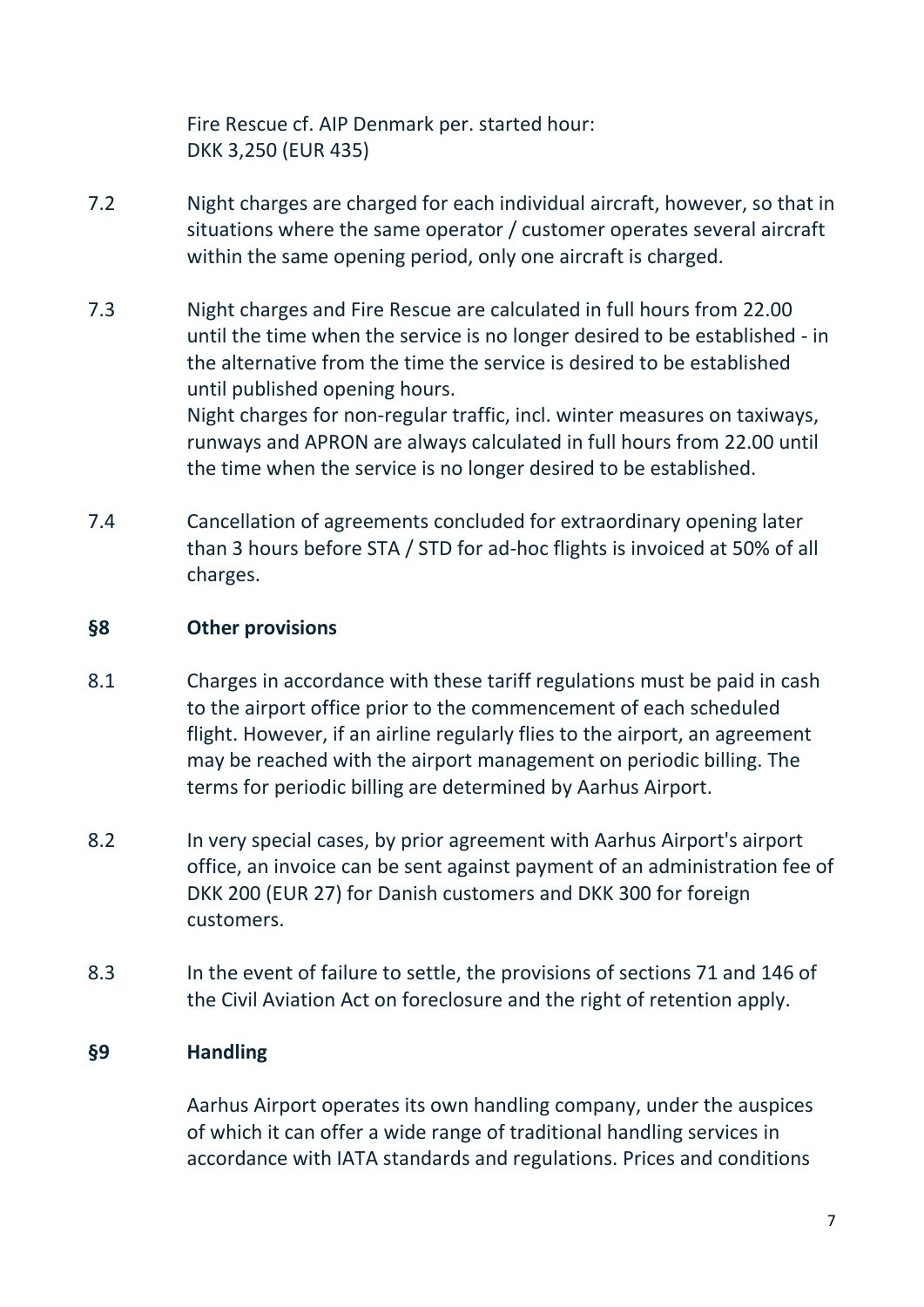Fire Rescue cf. AIP Denmark per. started hour:
DKK 3,250 (EUR 435)

7.2 Night charges are charged for each individual aircraft, however, so that in situations where the same operator / customer operates several aircraft within the same opening period, only one aircraft is charged.

7.3 Night charges and Fire Rescue are calculated in full hours from 22.00 until the time when the service is no longer desired to be established - in the alternative from the time the service is desired to be established until published opening hours.
Night charges for non-regular traffic, incl. winter measures on taxiways, runways and APRON are always calculated in full hours from 22.00 until the time when the service is no longer desired to be established.

7.4 Cancellation of agreements concluded for extraordinary opening later than 3 hours before STA / STD for ad-hoc flights is invoiced at 50% of all charges.

## §8 Other provisions

8.1 Charges in accordance with these tariff regulations must be paid in cash to the airport office prior to the commencement of each scheduled flight. However, if an airline regularly flies to the airport, an agreement may be reached with the airport management on periodic billing. The terms for periodic billing are determined by Aarhus Airport.

8.2 In very special cases, by prior agreement with Aarhus Airport's airport office, an invoice can be sent against payment of an administration fee of DKK 200 (EUR 27) for Danish customers and DKK 300 for foreign customers.

8.3 In the event of failure to settle, the provisions of sections 71 and 146 of the Civil Aviation Act on foreclosure and the right of retention apply.

## §9 Handling

Aarhus Airport operates its own handling company, under the auspices of which it can offer a wide range of traditional handling services in accordance with IATA standards and regulations. Prices and conditions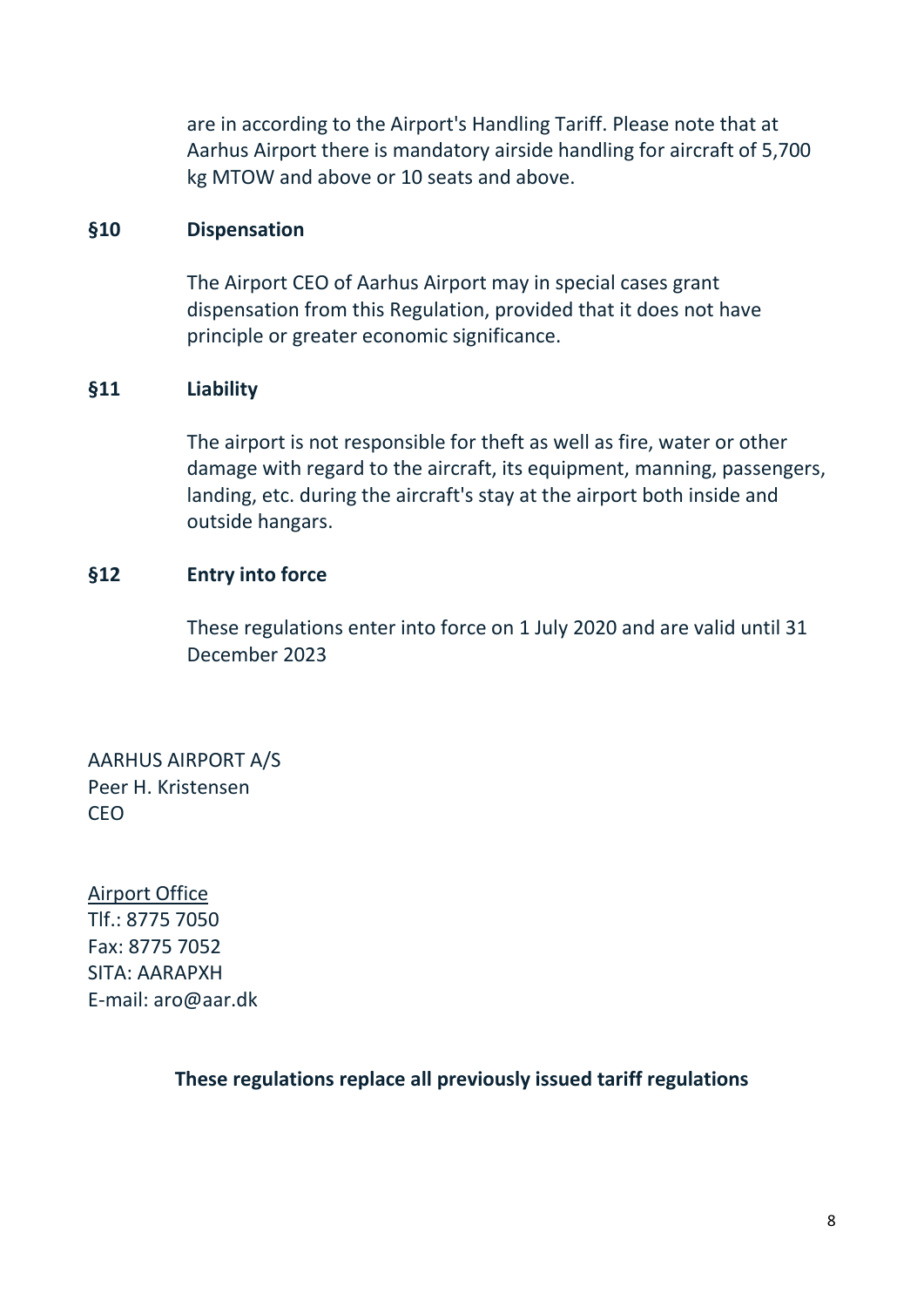are in according to the Airport's Handling Tariff. Please note that at Aarhus Airport there is mandatory airside handling for aircraft of 5,700 kg MTOW and above or 10 seats and above.

## §10 Dispensation

The Airport CEO of Aarhus Airport may in special cases grant dispensation from this Regulation, provided that it does not have principle or greater economic significance.

## §11 Liability

The airport is not responsible for theft as well as fire, water or other damage with regard to the aircraft, its equipment, manning, passengers, landing, etc. during the aircraft's stay at the airport both inside and outside hangars.

## §12 Entry into force

These regulations enter into force on 1 July 2020 and are valid until 31 December 2023

AARHUS AIRPORT A/S
Peer H. Kristensen
CEO

Airport Office
Tlf.: 8775 7050
Fax: 8775 7052
SITA: AARAPXH
E-mail: aro@aar.dk

**These regulations replace all previously issued tariff regulations**